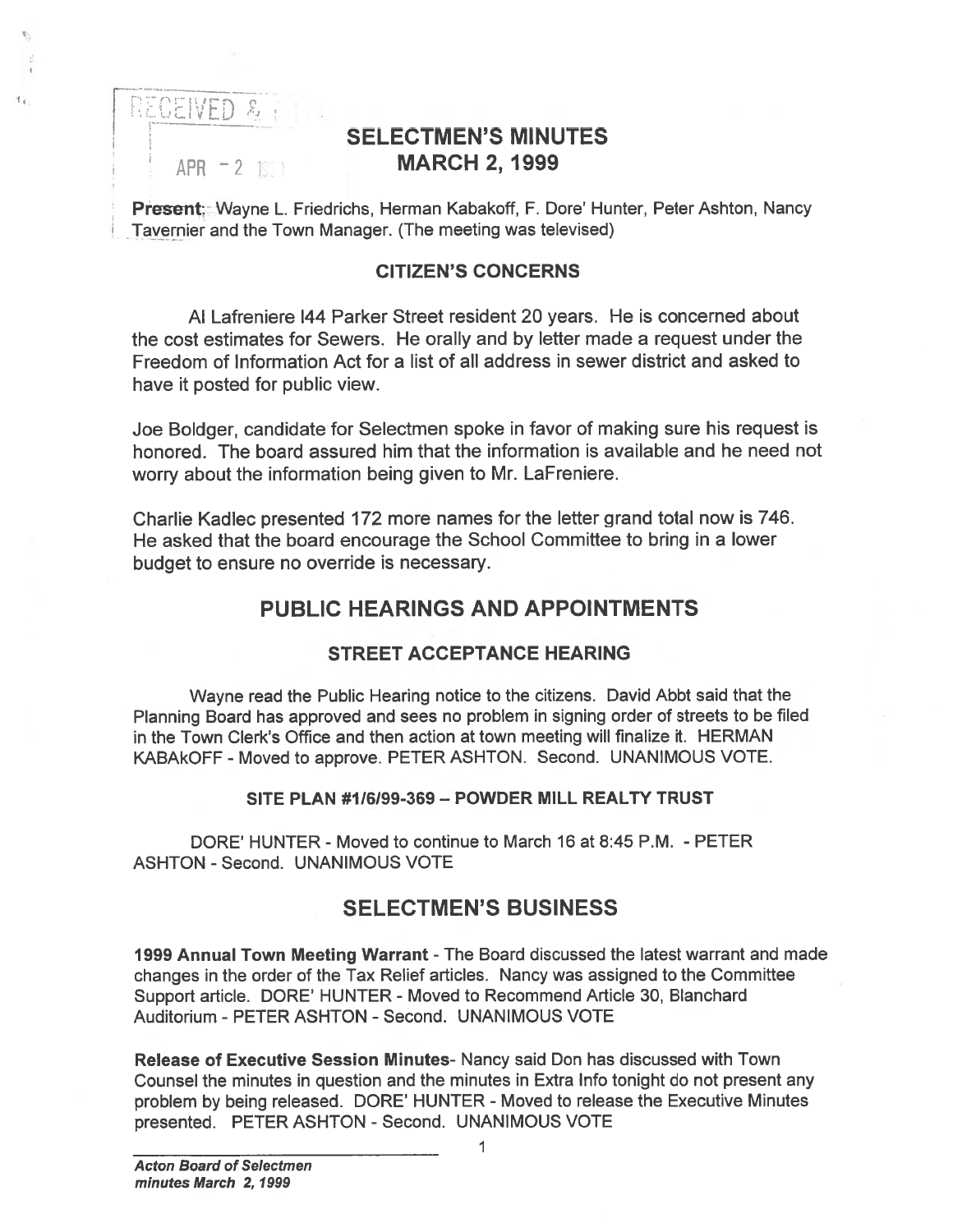RECEIVED &

APR - 2 1999

# SELECTMEN'S MINUTES
# MARCH 2, 1999

**Present**; Wayne L. Friedrichs, Herman Kabakoff, F. Dore' Hunter, Peter Ashton, Nancy Tavernier and the Town Manager. (The meeting was televised)

### CITIZEN'S CONCERNS

Al Lafreniere I44 Parker Street resident 20 years. He is concerned about the cost estimates for Sewers. He orally and by letter made a request under the Freedom of Information Act for a list of all address in sewer district and asked to have it posted for public view.

Joe Boldger, candidate for Selectmen spoke in favor of making sure his request is honored. The board assured him that the information is available and he need not worry about the information being given to Mr. LaFreniere.

Charlie Kadlec presented 172 more names for the letter grand total now is 746. He asked that the board encourage the School Committee to bring in a lower budget to ensure no override is necessary.

## PUBLIC HEARINGS AND APPOINTMENTS

### STREET ACCEPTANCE HEARING

Wayne read the Public Hearing notice to the citizens. David Abbt said that the Planning Board has approved and sees no problem in signing order of streets to be filed in the Town Clerk's Office and then action at town meeting will finalize it. HERMAN KABAkOFF - Moved to approve. PETER ASHTON. Second. UNANIMOUS VOTE.

### SITE PLAN #1/6/99-369 – POWDER MILL REALTY TRUST

DORE' HUNTER - Moved to continue to March 16 at 8:45 P.M. - PETER ASHTON - Second. UNANIMOUS VOTE

## SELECTMEN'S BUSINESS

**1999 Annual Town Meeting Warrant** - The Board discussed the latest warrant and made changes in the order of the Tax Relief articles. Nancy was assigned to the Committee Support article. DORE' HUNTER - Moved to Recommend Article 30, Blanchard Auditorium - PETER ASHTON - Second. UNANIMOUS VOTE

**Release of Executive Session Minutes**- Nancy said Don has discussed with Town Counsel the minutes in question and the minutes in Extra Info tonight do not present any problem by being released. DORE' HUNTER - Moved to release the Executive Minutes presented. PETER ASHTON - Second. UNANIMOUS VOTE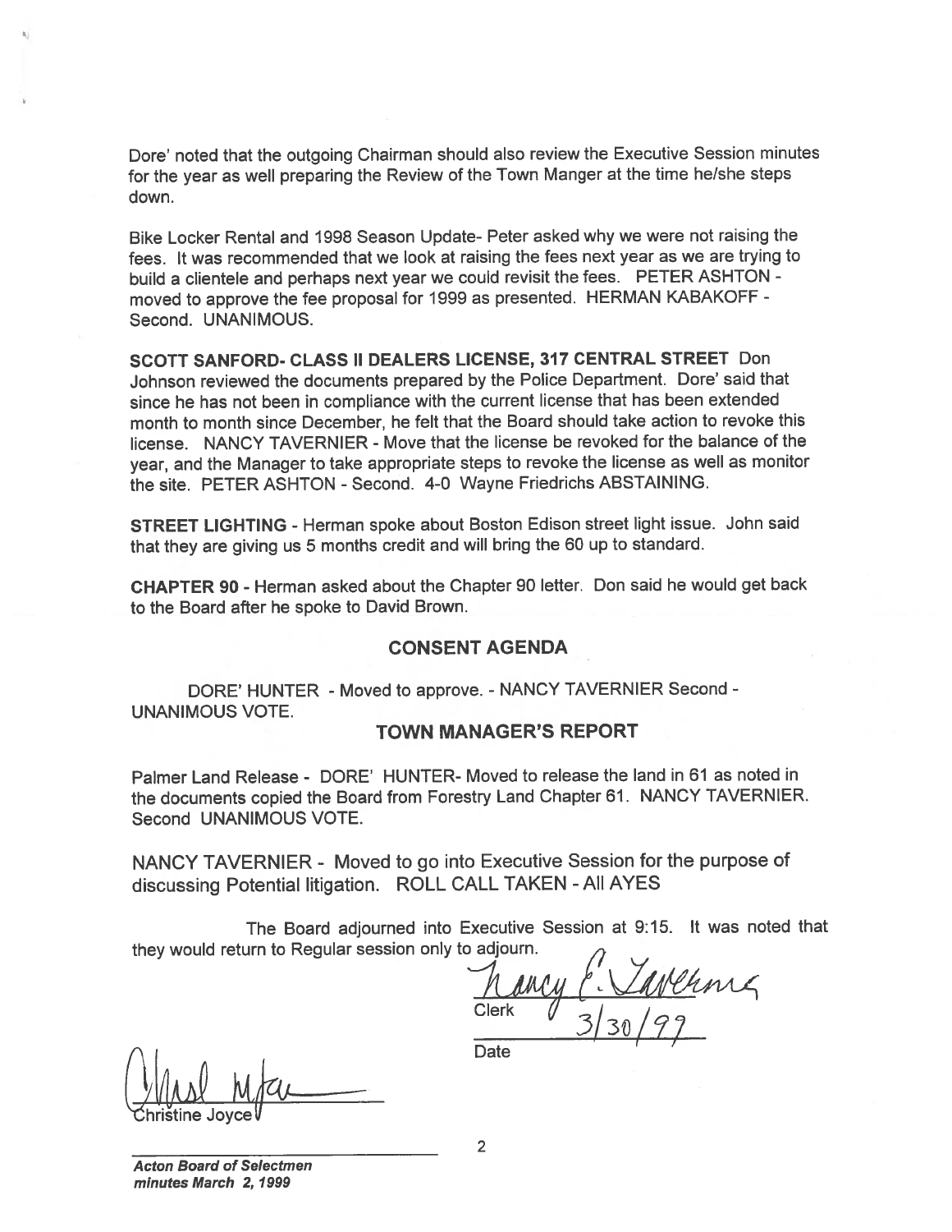Dore' noted that the outgoing Chairman should also review the Executive Session minutes for the year as well preparing the Review of the Town Manger at the time he/she steps down.

Bike Locker Rental and 1998 Season Update- Peter asked why we were not raising the fees. It was recommended that we look at raising the fees next year as we are trying to build a clientele and perhaps next year we could revisit the fees. PETER ASHTON - moved to approve the fee proposal for 1999 as presented. HERMAN KABAKOFF - Second. UNANIMOUS.

**SCOTT SANFORD- CLASS II DEALERS LICENSE, 317 CENTRAL STREET** Don Johnson reviewed the documents prepared by the Police Department. Dore' said that since he has not been in compliance with the current license that has been extended month to month since December, he felt that the Board should take action to revoke this license. NANCY TAVERNIER - Move that the license be revoked for the balance of the year, and the Manager to take appropriate steps to revoke the license as well as monitor the site. PETER ASHTON - Second. 4-0 Wayne Friedrichs ABSTAINING.

**STREET LIGHTING** - Herman spoke about Boston Edison street light issue. John said that they are giving us 5 months credit and will bring the 60 up to standard.

**CHAPTER 90** - Herman asked about the Chapter 90 letter. Don said he would get back to the Board after he spoke to David Brown.

## CONSENT AGENDA

DORE' HUNTER - Moved to approve. - NANCY TAVERNIER Second - UNANIMOUS VOTE.

## TOWN MANAGER'S REPORT

Palmer Land Release - DORE' HUNTER- Moved to release the land in 61 as noted in the documents copied the Board from Forestry Land Chapter 61. NANCY TAVERNIER. Second UNANIMOUS VOTE.

NANCY TAVERNIER - Moved to go into Executive Session for the purpose of discussing Potential litigation. ROLL CALL TAKEN - All AYES

The Board adjourned into Executive Session at 9:15. It was noted that they would return to Regular session only to adjourn.

Nancy E. Tavernier
Clerk

3/30/99
Date

Christine Joyce

***Acton Board of Selectmen***
***minutes March 2, 1999***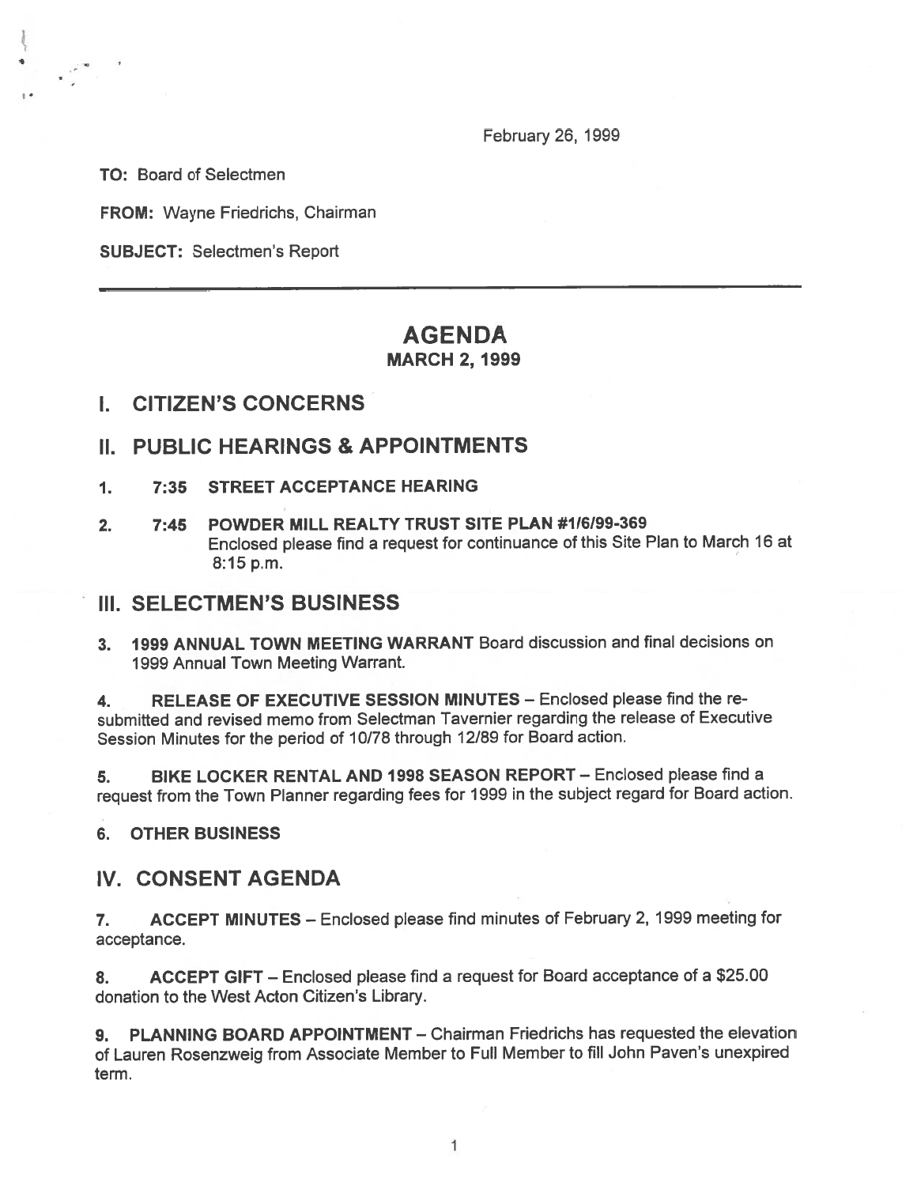February 26, 1999

**TO:** Board of Selectmen

**FROM:** Wayne Friedrichs, Chairman

**SUBJECT:** Selectmen's Report

---

# AGENDA

## MARCH 2, 1999

## I. CITIZEN'S CONCERNS

## II. PUBLIC HEARINGS & APPOINTMENTS

1. **7:35 STREET ACCEPTANCE HEARING**

2. **7:45 POWDER MILL REALTY TRUST SITE PLAN #1/6/99-369**
   Enclosed please find a request for continuance of this Site Plan to March 16 at 8:15 p.m.

## III. SELECTMEN'S BUSINESS

3. **1999 ANNUAL TOWN MEETING WARRANT** Board discussion and final decisions on 1999 Annual Town Meeting Warrant.

4. **RELEASE OF EXECUTIVE SESSION MINUTES** – Enclosed please find the re-submitted and revised memo from Selectman Tavernier regarding the release of Executive Session Minutes for the period of 10/78 through 12/89 for Board action.

5. **BIKE LOCKER RENTAL AND 1998 SEASON REPORT** – Enclosed please find a request from the Town Planner regarding fees for 1999 in the subject regard for Board action.

6. **OTHER BUSINESS**

## IV. CONSENT AGENDA

7. **ACCEPT MINUTES** – Enclosed please find minutes of February 2, 1999 meeting for acceptance.

8. **ACCEPT GIFT** – Enclosed please find a request for Board acceptance of a $25.00 donation to the West Acton Citizen's Library.

9. **PLANNING BOARD APPOINTMENT** – Chairman Friedrichs has requested the elevation of Lauren Rosenzweig from Associate Member to Full Member to fill John Paven's unexpired term.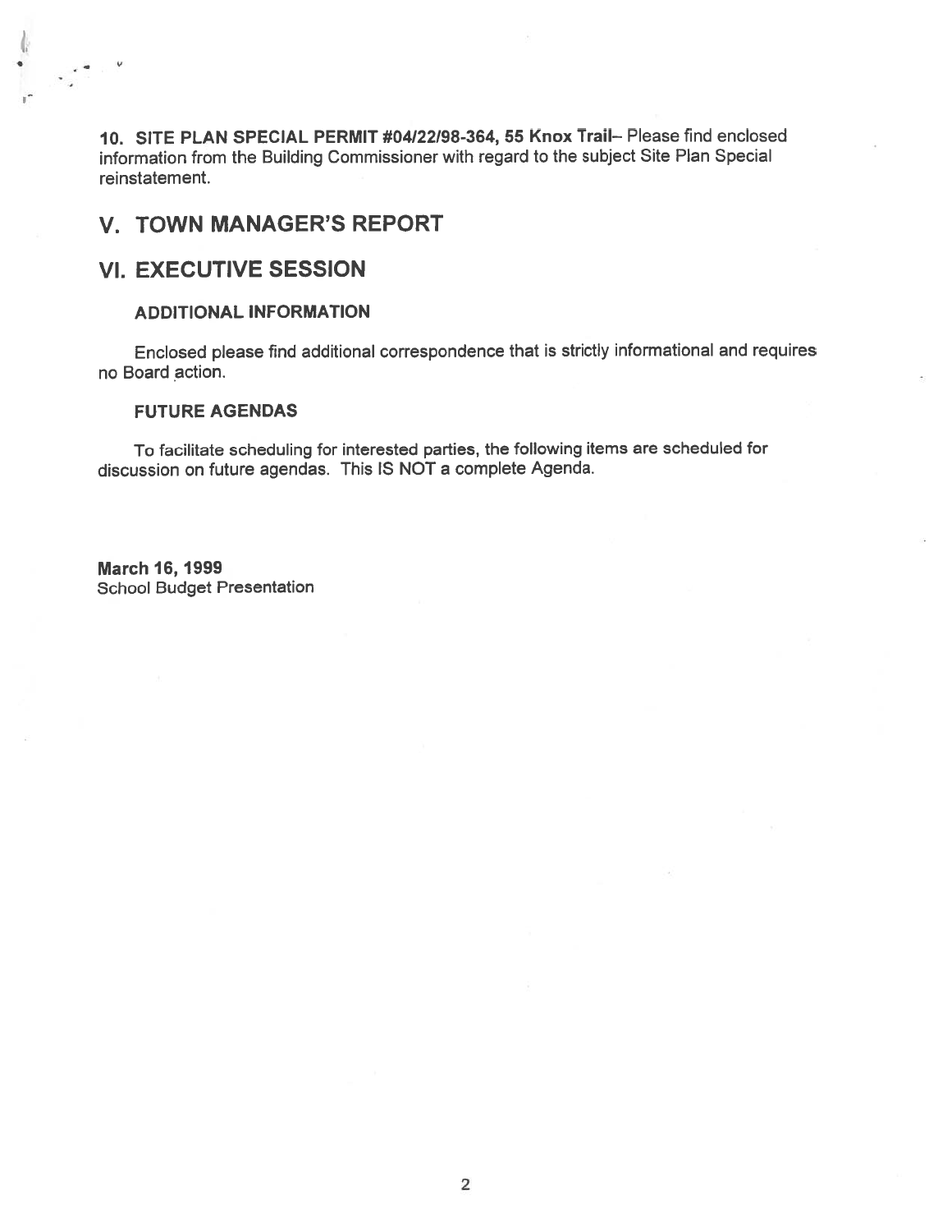**10. SITE PLAN SPECIAL PERMIT #04/22/98-364, 55 Knox Trail**– Please find enclosed information from the Building Commissioner with regard to the subject Site Plan Special reinstatement.

## V. TOWN MANAGER'S REPORT

## VI. EXECUTIVE SESSION

### ADDITIONAL INFORMATION

Enclosed please find additional correspondence that is strictly informational and requires no Board action.

### FUTURE AGENDAS

To facilitate scheduling for interested parties, the following items are scheduled for discussion on future agendas. This IS NOT a complete Agenda.

**March 16, 1999**
School Budget Presentation